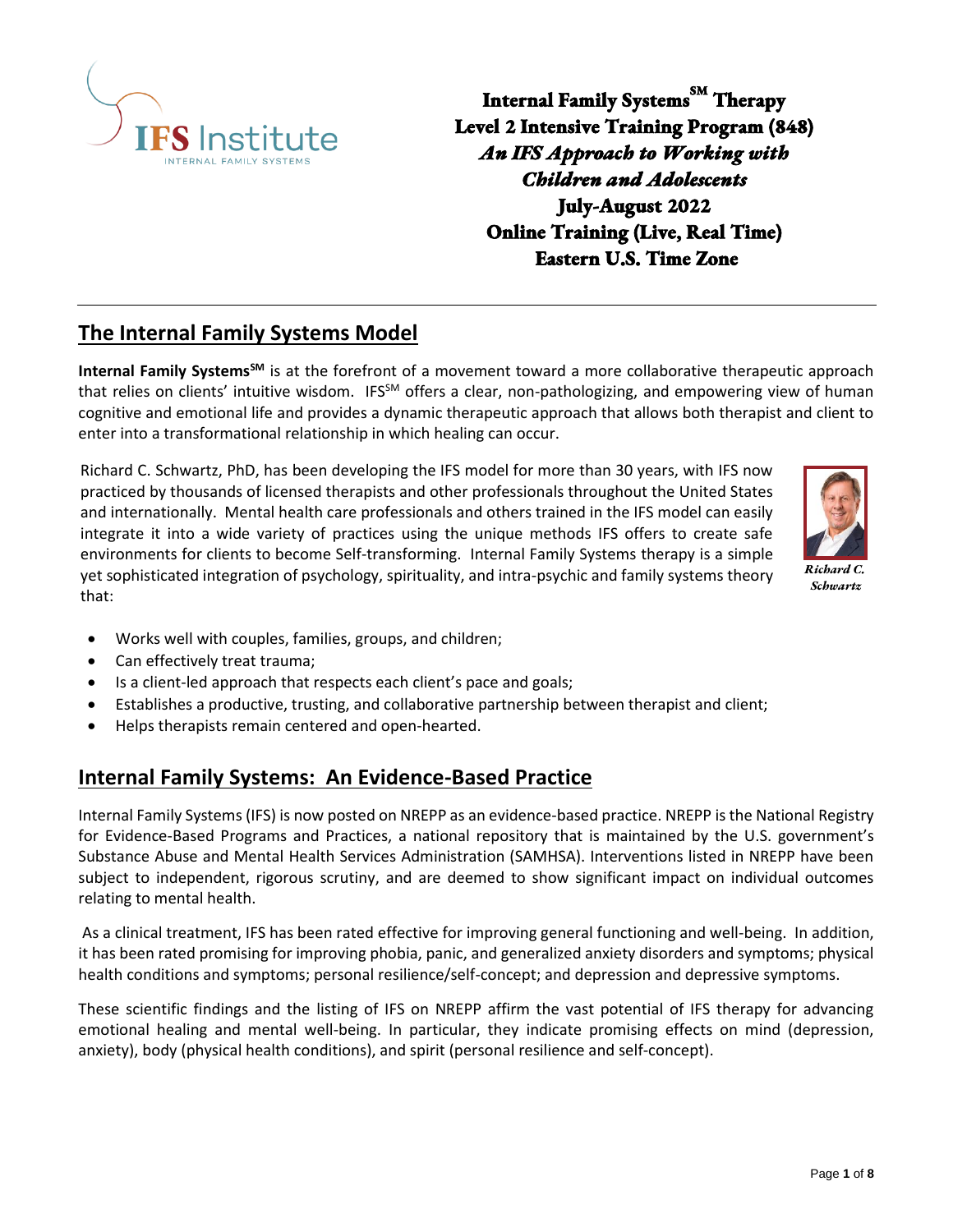# Internal Family Systems[SM] Therapy
# Level 2 Intensive Training Program (848)
# *An IFS Approach to Working with Children and Adolescents*
# July-August 2022
# Online Training (Live, Real Time)
# Eastern U.S. Time Zone

---

## The Internal Family Systems Model

**Internal Family Systems[SM]** is at the forefront of a movement toward a more collaborative therapeutic approach that relies on clients' intuitive wisdom. IFS[SM] offers a clear, non-pathologizing, and empowering view of human cognitive and emotional life and provides a dynamic therapeutic approach that allows both therapist and client to enter into a transformational relationship in which healing can occur.

Richard C. Schwartz, PhD, has been developing the IFS model for more than 30 years, with IFS now practiced by thousands of licensed therapists and other professionals throughout the United States and internationally. Mental health care professionals and others trained in the IFS model can easily integrate it into a wide variety of practices using the unique methods IFS offers to create safe environments for clients to become Self-transforming. Internal Family Systems therapy is a simple yet sophisticated integration of psychology, spirituality, and intra-psychic and family systems theory that:

*Richard C. Schwartz*

- Works well with couples, families, groups, and children;
- Can effectively treat trauma;
- Is a client-led approach that respects each client's pace and goals;
- Establishes a productive, trusting, and collaborative partnership between therapist and client;
- Helps therapists remain centered and open-hearted.

## Internal Family Systems: An Evidence-Based Practice

Internal Family Systems (IFS) is now posted on NREPP as an evidence-based practice. NREPP is the National Registry for Evidence-Based Programs and Practices, a national repository that is maintained by the U.S. government's Substance Abuse and Mental Health Services Administration (SAMHSA). Interventions listed in NREPP have been subject to independent, rigorous scrutiny, and are deemed to show significant impact on individual outcomes relating to mental health.

As a clinical treatment, IFS has been rated effective for improving general functioning and well-being. In addition, it has been rated promising for improving phobia, panic, and generalized anxiety disorders and symptoms; physical health conditions and symptoms; personal resilience/self-concept; and depression and depressive symptoms.

These scientific findings and the listing of IFS on NREPP affirm the vast potential of IFS therapy for advancing emotional healing and mental well-being. In particular, they indicate promising effects on mind (depression, anxiety), body (physical health conditions), and spirit (personal resilience and self-concept).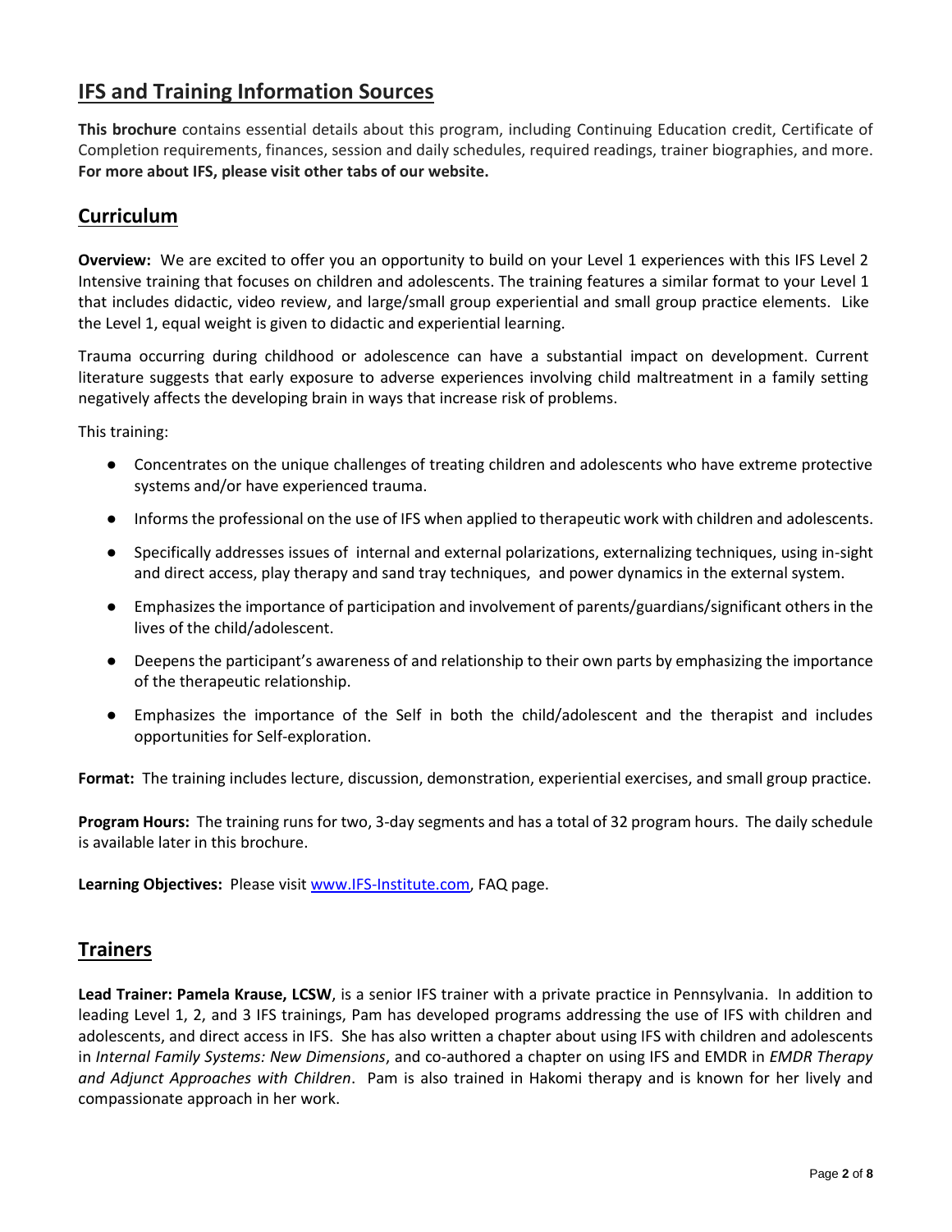## IFS and Training Information Sources

**This brochure** contains essential details about this program, including Continuing Education credit, Certificate of Completion requirements, finances, session and daily schedules, required readings, trainer biographies, and more. **For more about IFS, please visit other tabs of our website.**

## Curriculum

**Overview:** We are excited to offer you an opportunity to build on your Level 1 experiences with this IFS Level 2 Intensive training that focuses on children and adolescents. The training features a similar format to your Level 1 that includes didactic, video review, and large/small group experiential and small group practice elements. Like the Level 1, equal weight is given to didactic and experiential learning.

Trauma occurring during childhood or adolescence can have a substantial impact on development. Current literature suggests that early exposure to adverse experiences involving child maltreatment in a family setting negatively affects the developing brain in ways that increase risk of problems.

This training:

- Concentrates on the unique challenges of treating children and adolescents who have extreme protective systems and/or have experienced trauma.
- Informs the professional on the use of IFS when applied to therapeutic work with children and adolescents.
- Specifically addresses issues of internal and external polarizations, externalizing techniques, using in-sight and direct access, play therapy and sand tray techniques, and power dynamics in the external system.
- Emphasizes the importance of participation and involvement of parents/guardians/significant others in the lives of the child/adolescent.
- Deepens the participant's awareness of and relationship to their own parts by emphasizing the importance of the therapeutic relationship.
- Emphasizes the importance of the Self in both the child/adolescent and the therapist and includes opportunities for Self-exploration.

**Format:** The training includes lecture, discussion, demonstration, experiential exercises, and small group practice.

**Program Hours:** The training runs for two, 3-day segments and has a total of 32 program hours. The daily schedule is available later in this brochure.

**Learning Objectives:** Please visit [www.IFS-Institute.com](www.IFS-Institute.com), FAQ page.

## Trainers

**Lead Trainer: Pamela Krause, LCSW**, is a senior IFS trainer with a private practice in Pennsylvania. In addition to leading Level 1, 2, and 3 IFS trainings, Pam has developed programs addressing the use of IFS with children and adolescents, and direct access in IFS. She has also written a chapter about using IFS with children and adolescents in *Internal Family Systems: New Dimensions*, and co-authored a chapter on using IFS and EMDR in *EMDR Therapy and Adjunct Approaches with Children*. Pam is also trained in Hakomi therapy and is known for her lively and compassionate approach in her work.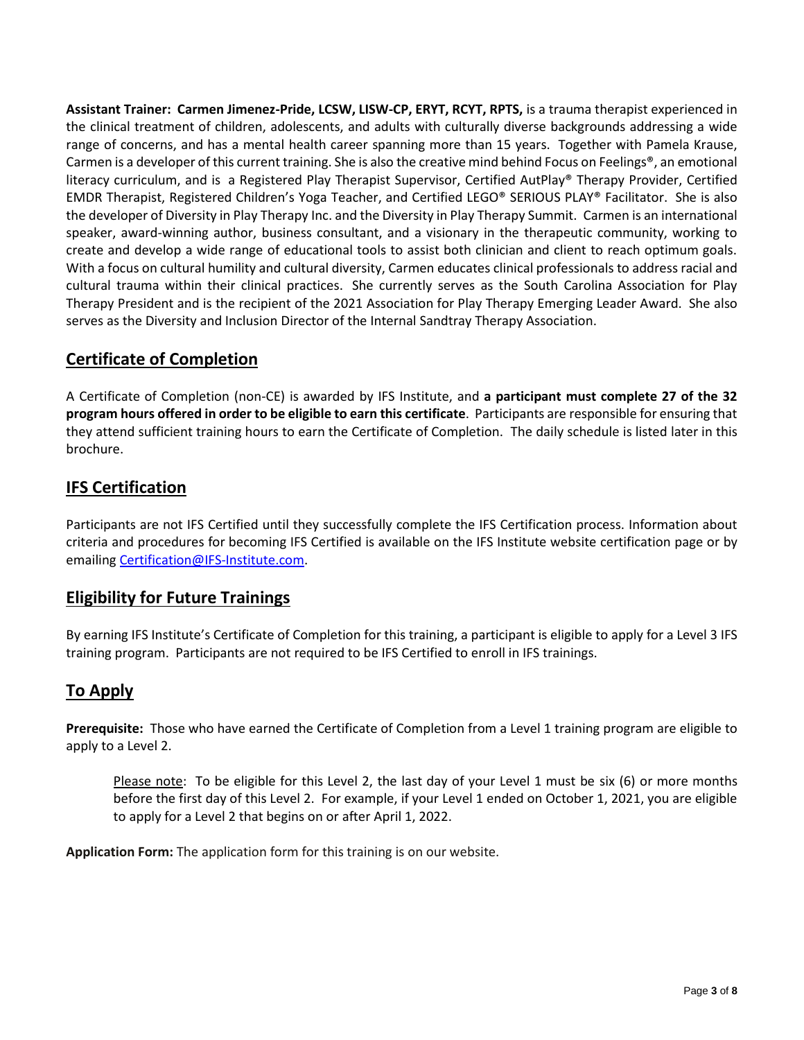**Assistant Trainer: Carmen Jimenez-Pride, LCSW, LISW-CP, ERYT, RCYT, RPTS,** is a trauma therapist experienced in the clinical treatment of children, adolescents, and adults with culturally diverse backgrounds addressing a wide range of concerns, and has a mental health career spanning more than 15 years. Together with Pamela Krause, Carmen is a developer of this current training. She is also the creative mind behind Focus on Feelings®, an emotional literacy curriculum, and is a Registered Play Therapist Supervisor, Certified AutPlay® Therapy Provider, Certified EMDR Therapist, Registered Children's Yoga Teacher, and Certified LEGO® SERIOUS PLAY® Facilitator. She is also the developer of Diversity in Play Therapy Inc. and the Diversity in Play Therapy Summit. Carmen is an international speaker, award-winning author, business consultant, and a visionary in the therapeutic community, working to create and develop a wide range of educational tools to assist both clinician and client to reach optimum goals. With a focus on cultural humility and cultural diversity, Carmen educates clinical professionals to address racial and cultural trauma within their clinical practices. She currently serves as the South Carolina Association for Play Therapy President and is the recipient of the 2021 Association for Play Therapy Emerging Leader Award. She also serves as the Diversity and Inclusion Director of the Internal Sandtray Therapy Association.

## Certificate of Completion

A Certificate of Completion (non-CE) is awarded by IFS Institute, and **a participant must complete 27 of the 32 program hours offered in order to be eligible to earn this certificate**. Participants are responsible for ensuring that they attend sufficient training hours to earn the Certificate of Completion. The daily schedule is listed later in this brochure.

## IFS Certification

Participants are not IFS Certified until they successfully complete the IFS Certification process. Information about criteria and procedures for becoming IFS Certified is available on the IFS Institute website certification page or by emailing Certification@IFS-Institute.com.

## Eligibility for Future Trainings

By earning IFS Institute's Certificate of Completion for this training, a participant is eligible to apply for a Level 3 IFS training program. Participants are not required to be IFS Certified to enroll in IFS trainings.

## To Apply

**Prerequisite:** Those who have earned the Certificate of Completion from a Level 1 training program are eligible to apply to a Level 2.

> Please note: To be eligible for this Level 2, the last day of your Level 1 must be six (6) or more months before the first day of this Level 2. For example, if your Level 1 ended on October 1, 2021, you are eligible to apply for a Level 2 that begins on or after April 1, 2022.

**Application Form:** The application form for this training is on our website.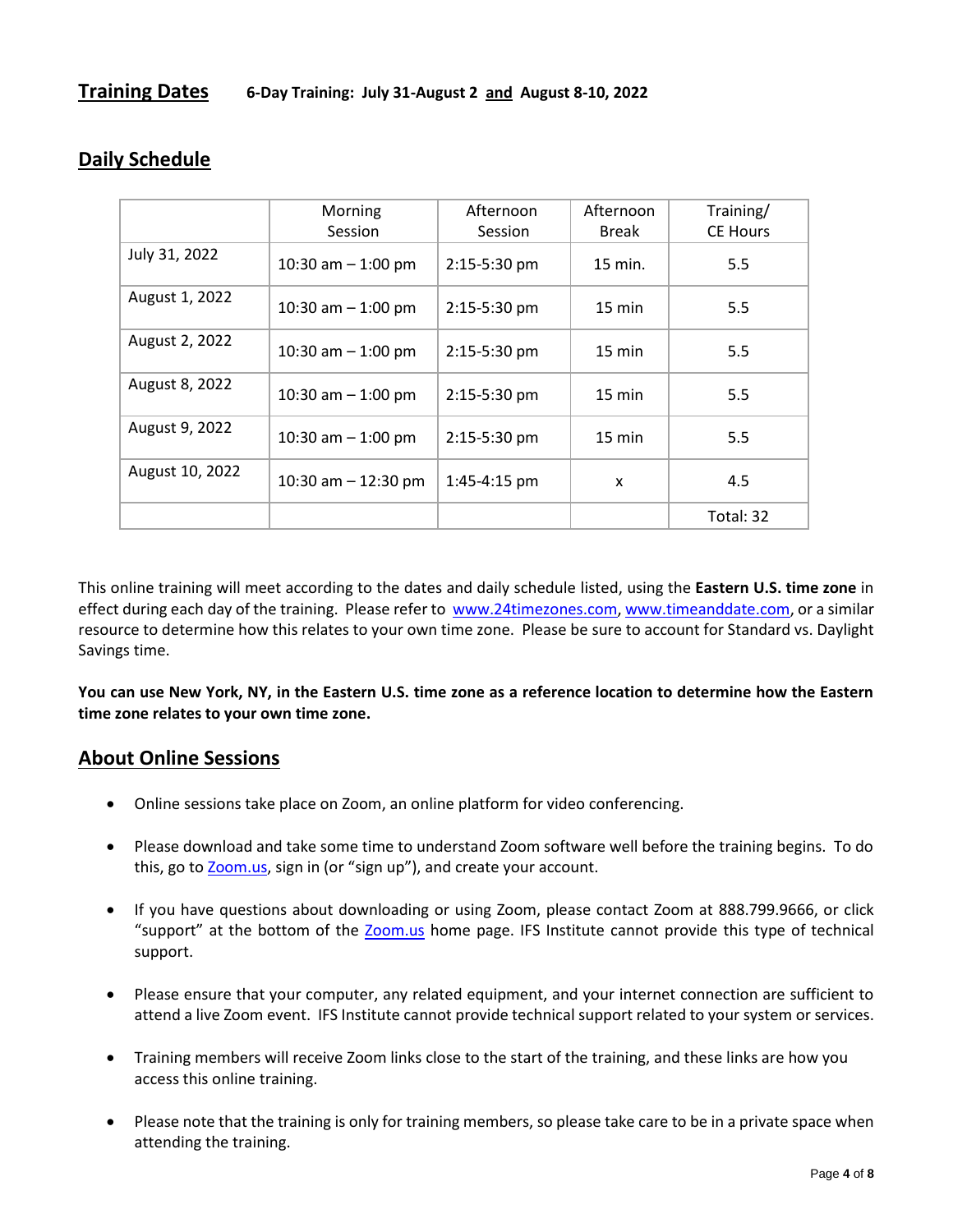## Training Dates

**6-Day Training: July 31-August 2 and August 8-10, 2022**

## Daily Schedule

| | Morning Session | Afternoon Session | Afternoon Break | Training/ CE Hours |
|---|---|---|---|---|
| July 31, 2022 | 10:30 am – 1:00 pm | 2:15-5:30 pm | 15 min. | 5.5 |
| August 1, 2022 | 10:30 am – 1:00 pm | 2:15-5:30 pm | 15 min | 5.5 |
| August 2, 2022 | 10:30 am – 1:00 pm | 2:15-5:30 pm | 15 min | 5.5 |
| August 8, 2022 | 10:30 am – 1:00 pm | 2:15-5:30 pm | 15 min | 5.5 |
| August 9, 2022 | 10:30 am – 1:00 pm | 2:15-5:30 pm | 15 min | 5.5 |
| August 10, 2022 | 10:30 am – 12:30 pm | 1:45-4:15 pm | x | 4.5 |
| | | | | Total: 32 |

This online training will meet according to the dates and daily schedule listed, using the **Eastern U.S. time zone** in effect during each day of the training. Please refer to www.24timezones.com, www.timeanddate.com, or a similar resource to determine how this relates to your own time zone. Please be sure to account for Standard vs. Daylight Savings time.

**You can use New York, NY, in the Eastern U.S. time zone as a reference location to determine how the Eastern time zone relates to your own time zone.**

## About Online Sessions

- Online sessions take place on Zoom, an online platform for video conferencing.
- Please download and take some time to understand Zoom software well before the training begins. To do this, go to Zoom.us, sign in (or "sign up"), and create your account.
- If you have questions about downloading or using Zoom, please contact Zoom at 888.799.9666, or click "support" at the bottom of the Zoom.us home page. IFS Institute cannot provide this type of technical support.
- Please ensure that your computer, any related equipment, and your internet connection are sufficient to attend a live Zoom event. IFS Institute cannot provide technical support related to your system or services.
- Training members will receive Zoom links close to the start of the training, and these links are how you access this online training.
- Please note that the training is only for training members, so please take care to be in a private space when attending the training.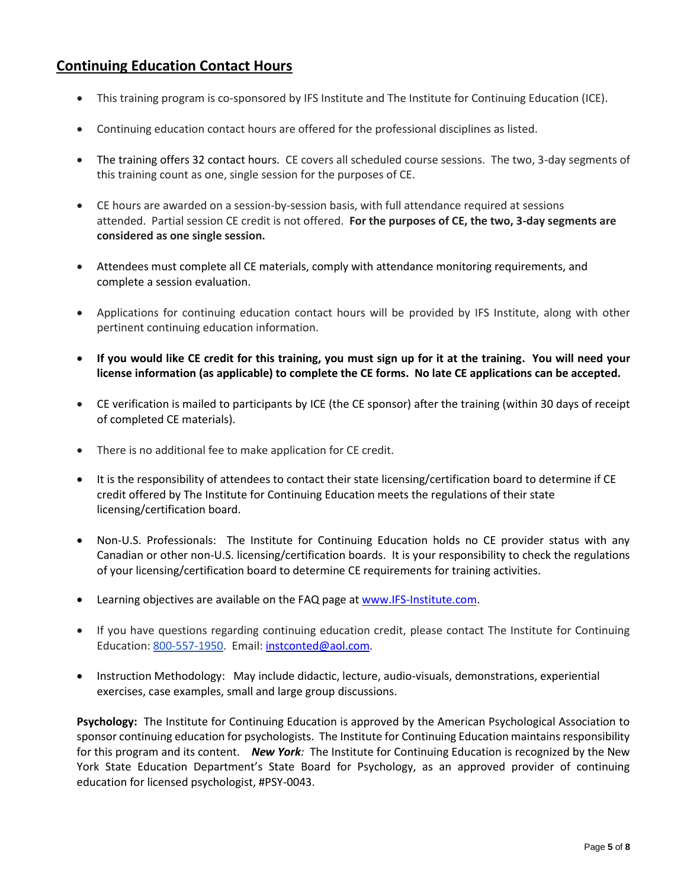## Continuing Education Contact Hours

- This training program is co-sponsored by IFS Institute and The Institute for Continuing Education (ICE).
- Continuing education contact hours are offered for the professional disciplines as listed.
- The training offers 32 contact hours. CE covers all scheduled course sessions. The two, 3-day segments of this training count as one, single session for the purposes of CE.
- CE hours are awarded on a session-by-session basis, with full attendance required at sessions attended. Partial session CE credit is not offered. **For the purposes of CE, the two, 3-day segments are considered as one single session.**
- Attendees must complete all CE materials, comply with attendance monitoring requirements, and complete a session evaluation.
- Applications for continuing education contact hours will be provided by IFS Institute, along with other pertinent continuing education information.
- **If you would like CE credit for this training, you must sign up for it at the training. You will need your license information (as applicable) to complete the CE forms. No late CE applications can be accepted.**
- CE verification is mailed to participants by ICE (the CE sponsor) after the training (within 30 days of receipt of completed CE materials).
- There is no additional fee to make application for CE credit.
- It is the responsibility of attendees to contact their state licensing/certification board to determine if CE credit offered by The Institute for Continuing Education meets the regulations of their state licensing/certification board.
- Non-U.S. Professionals: The Institute for Continuing Education holds no CE provider status with any Canadian or other non-U.S. licensing/certification boards. It is your responsibility to check the regulations of your licensing/certification board to determine CE requirements for training activities.
- Learning objectives are available on the FAQ page at www.IFS-Institute.com.
- If you have questions regarding continuing education credit, please contact The Institute for Continuing Education: 800-557-1950. Email: instconted@aol.com.
- Instruction Methodology: May include didactic, lecture, audio-visuals, demonstrations, experiential exercises, case examples, small and large group discussions.

**Psychology:** The Institute for Continuing Education is approved by the American Psychological Association to sponsor continuing education for psychologists. The Institute for Continuing Education maintains responsibility for this program and its content. ***New York:*** The Institute for Continuing Education is recognized by the New York State Education Department's State Board for Psychology, as an approved provider of continuing education for licensed psychologist, #PSY-0043.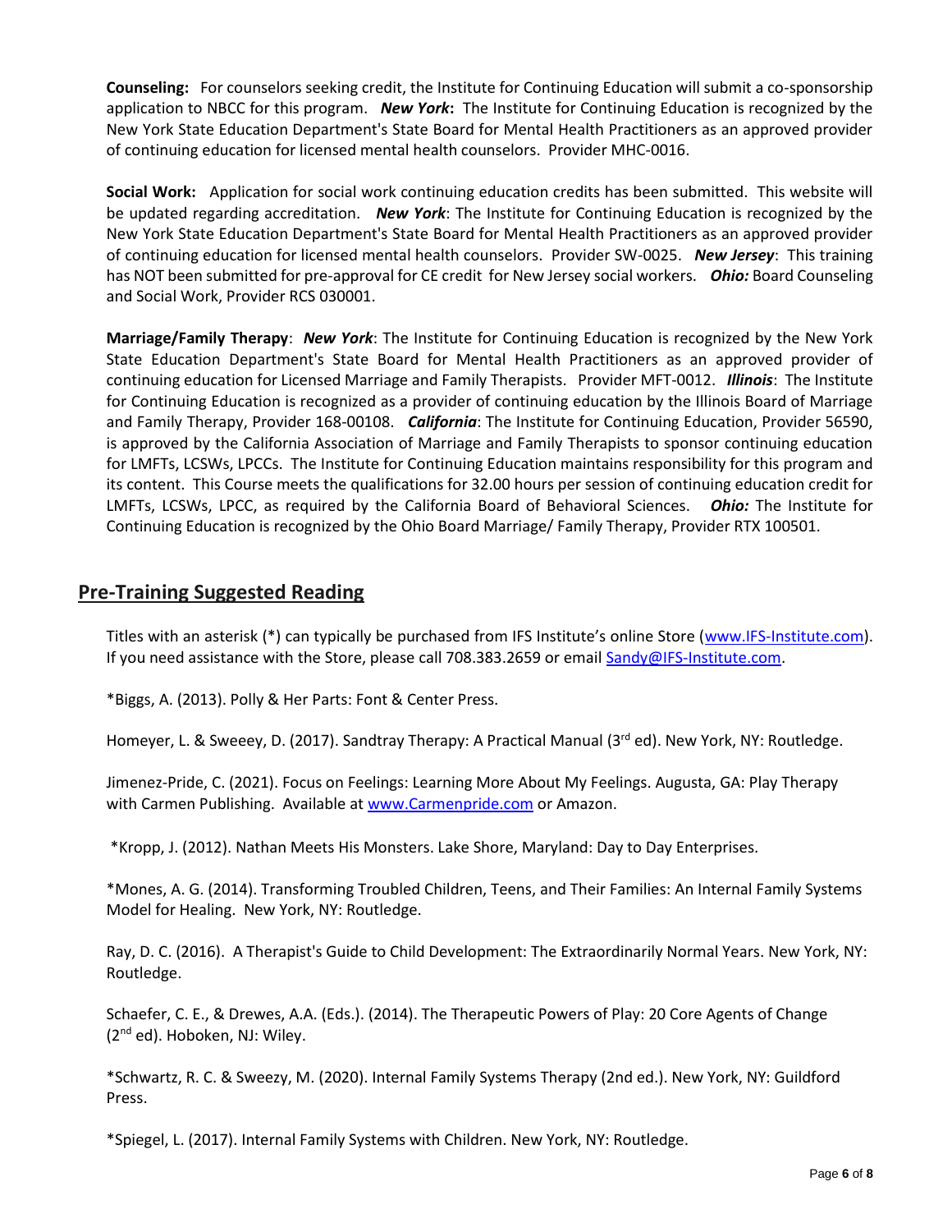**Counseling:** For counselors seeking credit, the Institute for Continuing Education will submit a co-sponsorship application to NBCC for this program. ***New York*:** The Institute for Continuing Education is recognized by the New York State Education Department's State Board for Mental Health Practitioners as an approved provider of continuing education for licensed mental health counselors. Provider MHC-0016.

**Social Work:** Application for social work continuing education credits has been submitted. This website will be updated regarding accreditation. ***New York***: The Institute for Continuing Education is recognized by the New York State Education Department's State Board for Mental Health Practitioners as an approved provider of continuing education for licensed mental health counselors. Provider SW-0025. ***New Jersey***: This training has NOT been submitted for pre-approval for CE credit for New Jersey social workers. ***Ohio:*** Board Counseling and Social Work, Provider RCS 030001.

**Marriage/Family Therapy**: ***New York***: The Institute for Continuing Education is recognized by the New York State Education Department's State Board for Mental Health Practitioners as an approved provider of continuing education for Licensed Marriage and Family Therapists. Provider MFT-0012. ***Illinois***: The Institute for Continuing Education is recognized as a provider of continuing education by the Illinois Board of Marriage and Family Therapy, Provider 168-00108. ***California***: The Institute for Continuing Education, Provider 56590, is approved by the California Association of Marriage and Family Therapists to sponsor continuing education for LMFTs, LCSWs, LPCCs. The Institute for Continuing Education maintains responsibility for this program and its content. This Course meets the qualifications for 32.00 hours per session of continuing education credit for LMFTs, LCSWs, LPCC, as required by the California Board of Behavioral Sciences. ***Ohio:*** The Institute for Continuing Education is recognized by the Ohio Board Marriage/ Family Therapy, Provider RTX 100501.

## Pre-Training Suggested Reading

Titles with an asterisk (*) can typically be purchased from IFS Institute's online Store (www.IFS-Institute.com). If you need assistance with the Store, please call 708.383.2659 or email Sandy@IFS-Institute.com.

*Biggs, A. (2013). Polly & Her Parts: Font & Center Press.

Homeyer, L. & Sweeey, D. (2017). Sandtray Therapy: A Practical Manual (3rd ed). New York, NY: Routledge.

Jimenez-Pride, C. (2021). Focus on Feelings: Learning More About My Feelings. Augusta, GA: Play Therapy with Carmen Publishing. Available at www.Carmenpride.com or Amazon.

*Kropp, J. (2012). Nathan Meets His Monsters. Lake Shore, Maryland: Day to Day Enterprises.

*Mones, A. G. (2014). Transforming Troubled Children, Teens, and Their Families: An Internal Family Systems Model for Healing. New York, NY: Routledge.

Ray, D. C. (2016). A Therapist's Guide to Child Development: The Extraordinarily Normal Years. New York, NY: Routledge.

Schaefer, C. E., & Drewes, A.A. (Eds.). (2014). The Therapeutic Powers of Play: 20 Core Agents of Change (2nd ed). Hoboken, NJ: Wiley.

*Schwartz, R. C. & Sweezy, M. (2020). Internal Family Systems Therapy (2nd ed.). New York, NY: Guildford Press.

*Spiegel, L. (2017). Internal Family Systems with Children. New York, NY: Routledge.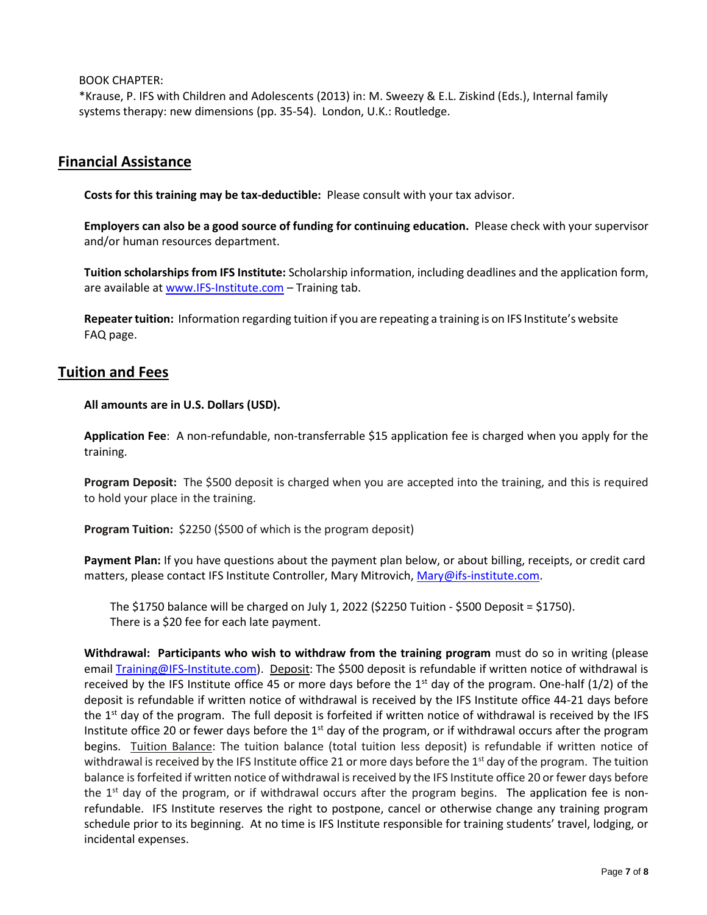BOOK CHAPTER:
*Krause, P. IFS with Children and Adolescents (2013) in: M. Sweezy & E.L. Ziskind (Eds.), Internal family systems therapy: new dimensions (pp. 35-54). London, U.K.: Routledge.

## Financial Assistance

**Costs for this training may be tax-deductible:** Please consult with your tax advisor.

**Employers can also be a good source of funding for continuing education.** Please check with your supervisor and/or human resources department.

**Tuition scholarships from IFS Institute:** Scholarship information, including deadlines and the application form, are available at www.IFS-Institute.com – Training tab.

**Repeater tuition:** Information regarding tuition if you are repeating a training is on IFS Institute's website FAQ page.

## Tuition and Fees

**All amounts are in U.S. Dollars (USD).**

**Application Fee**: A non-refundable, non-transferrable $15 application fee is charged when you apply for the training.

**Program Deposit:** The $500 deposit is charged when you are accepted into the training, and this is required to hold your place in the training.

**Program Tuition:** $2250 ($500 of which is the program deposit)

**Payment Plan:** If you have questions about the payment plan below, or about billing, receipts, or credit card matters, please contact IFS Institute Controller, Mary Mitrovich, Mary@ifs-institute.com.

The $1750 balance will be charged on July 1, 2022 ($2250 Tuition - $500 Deposit = $1750).
There is a $20 fee for each late payment.

**Withdrawal: Participants who wish to withdraw from the training program** must do so in writing (please email Training@IFS-Institute.com). Deposit: The $500 deposit is refundable if written notice of withdrawal is received by the IFS Institute office 45 or more days before the 1st day of the program. One-half (1/2) of the deposit is refundable if written notice of withdrawal is received by the IFS Institute office 44-21 days before the 1st day of the program. The full deposit is forfeited if written notice of withdrawal is received by the IFS Institute office 20 or fewer days before the 1st day of the program, or if withdrawal occurs after the program begins. Tuition Balance: The tuition balance (total tuition less deposit) is refundable if written notice of withdrawal is received by the IFS Institute office 21 or more days before the 1st day of the program. The tuition balance is forfeited if written notice of withdrawal is received by the IFS Institute office 20 or fewer days before the 1st day of the program, or if withdrawal occurs after the program begins. The application fee is non-refundable. IFS Institute reserves the right to postpone, cancel or otherwise change any training program schedule prior to its beginning. At no time is IFS Institute responsible for training students' travel, lodging, or incidental expenses.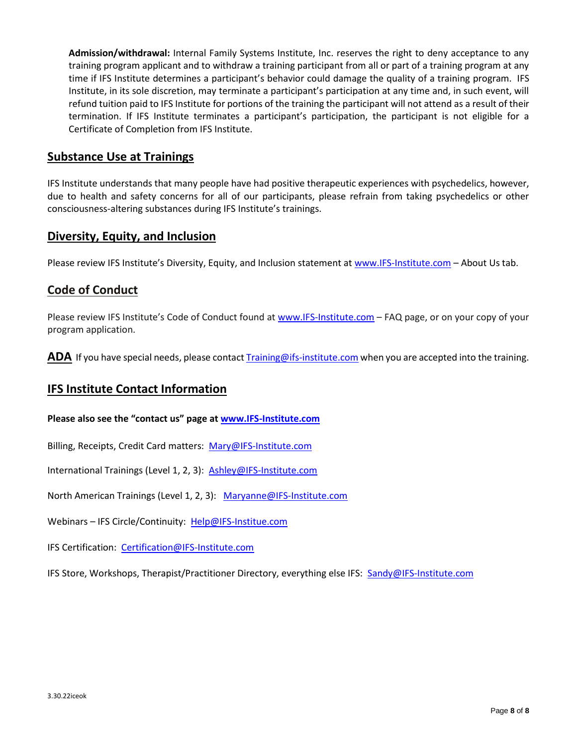**Admission/withdrawal:** Internal Family Systems Institute, Inc. reserves the right to deny acceptance to any training program applicant and to withdraw a training participant from all or part of a training program at any time if IFS Institute determines a participant's behavior could damage the quality of a training program. IFS Institute, in its sole discretion, may terminate a participant's participation at any time and, in such event, will refund tuition paid to IFS Institute for portions of the training the participant will not attend as a result of their termination. If IFS Institute terminates a participant's participation, the participant is not eligible for a Certificate of Completion from IFS Institute.

## Substance Use at Trainings

IFS Institute understands that many people have had positive therapeutic experiences with psychedelics, however, due to health and safety concerns for all of our participants, please refrain from taking psychedelics or other consciousness-altering substances during IFS Institute's trainings.

## Diversity, Equity, and Inclusion

Please review IFS Institute's Diversity, Equity, and Inclusion statement at www.IFS-Institute.com – About Us tab.

## Code of Conduct

Please review IFS Institute's Code of Conduct found at www.IFS-Institute.com – FAQ page, or on your copy of your program application.

**ADA** If you have special needs, please contact Training@ifs-institute.com when you are accepted into the training.

## IFS Institute Contact Information

**Please also see the "contact us" page at www.IFS-Institute.com**

Billing, Receipts, Credit Card matters: Mary@IFS-Institute.com

International Trainings (Level 1, 2, 3): Ashley@IFS-Institute.com

North American Trainings (Level 1, 2, 3): Maryanne@IFS-Institute.com

Webinars – IFS Circle/Continuity: Help@IFS-Institue.com

IFS Certification: Certification@IFS-Institute.com

IFS Store, Workshops, Therapist/Practitioner Directory, everything else IFS: Sandy@IFS-Institute.com

3.30.22iceok